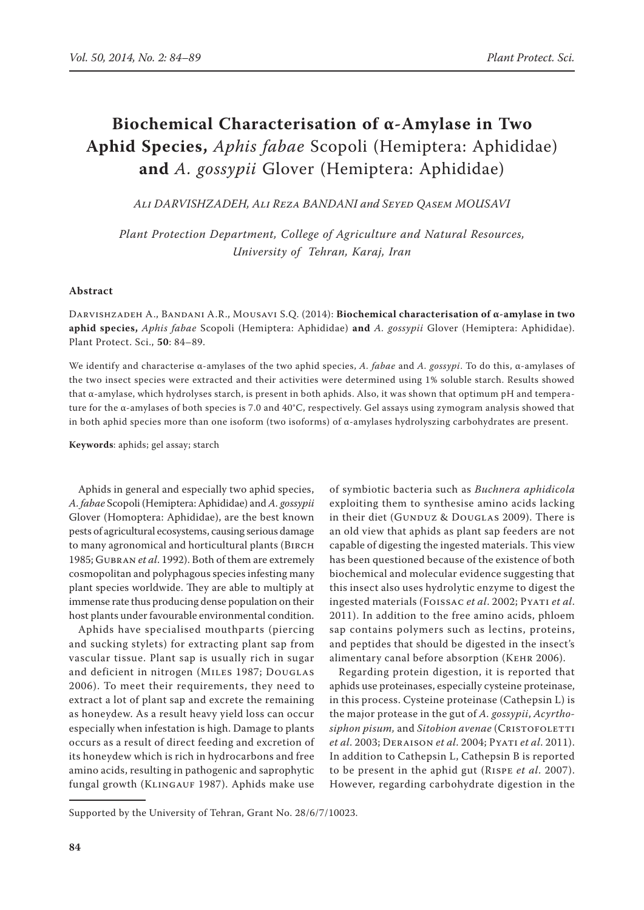# Biochemical Characterisation of α-Amylase in Two Aphid Species, *Aphis fabae* Scopoli (Hemiptera: Aphididae) and *A. gossypii* Glover (Hemiptera: Aphididae)

*Ali DARVISHZADEH, Ali Reza BANDANI and Seyed Qasem MOUSAVI*

*Plant Protection Department, College of Agriculture and Natural Resources, University of Tehran, Karaj, Iran*

## Abstract

Darvishzadeh A., Bandani A.R., Mousavi S.Q. (2014): **Biochemical characterisation of α-amylase in two aphid species,** *Aphis fabae* Scopoli (Hemiptera: Aphididae) **and** *A. gossypii* Glover (Hemiptera: Aphididae). Plant Protect. Sci., **50**: 84–89.

We identify and characterise α-amylases of the two aphid species, *A. fabae* and *A. gossypi*. To do this, α-amylases of the two insect species were extracted and their activities were determined using 1% soluble starch. Results showed that α-amylase, which hydrolyses starch, is present in both aphids. Also, it was shown that optimum pH and temperature for the α-amylases of both species is 7.0 and 40°C, respectively. Gel assays using zymogram analysis showed that in both aphid species more than one isoform (two isoforms) of α-amylases hydrolyszing carbohydrates are present.

**Keywords**: aphids; gel assay; starch

Aphids in general and especially two aphid species, *A. fabae* Scopoli (Hemiptera: Aphididae) and *A. gossypii* Glover (Homoptera: Aphididae), are the best known pests of agricultural ecosystems, causing serious damage to many agronomical and horticultural plants (Birch 1985; Gubran *et al*. 1992). Both of them are extremely cosmopolitan and polyphagous species infesting many plant species worldwide. They are able to multiply at immense rate thus producing dense population on their host plants under favourable environmental condition.

Aphids have specialised mouthparts (piercing and sucking stylets) for extracting plant sap from vascular tissue. Plant sap is usually rich in sugar and deficient in nitrogen (Miles 1987; Douglas 2006). To meet their requirements, they need to extract a lot of plant sap and excrete the remaining as honeydew. As a result heavy yield loss can occur especially when infestation is high. Damage to plants occurs as a result of direct feeding and excretion of its honeydew which is rich in hydrocarbons and free amino acids, resulting in pathogenic and saprophytic fungal growth (Klingauf 1987). Aphids make use of symbiotic bacteria such as *Buchnera aphidicola* exploiting them to synthesise amino acids lacking in their diet (Gunduz & Douglas 2009). There is an old view that aphids as plant sap feeders are not capable of digesting the ingested materials. This view has been questioned because of the existence of both biochemical and molecular evidence suggesting that this insect also uses hydrolytic enzyme to digest the ingested materials (Foissac *et al*. 2002; Pyati *et al*. 2011). In addition to the free amino acids, phloem sap contains polymers such as lectins, proteins, and peptides that should be digested in the insect's alimentary canal before absorption (Kehr 2006).

Regarding protein digestion, it is reported that aphids use proteinases, especially cysteine proteinase, in this process. Cysteine proteinase (Cathepsin L) is the major protease in the gut of *A. gossypii*, *Acyrthosiphon pisum,* and *Sitobion avenae* (Cristofoletti *et al*. 2003; Deraison *et al*. 2004; Pyati *et al*. 2011). In addition to Cathepsin L, Cathepsin B is reported to be present in the aphid gut (Rispe *et al*. 2007). However, regarding carbohydrate digestion in the

Supported by the University of Tehran, Grant No. 28/6/7/10023.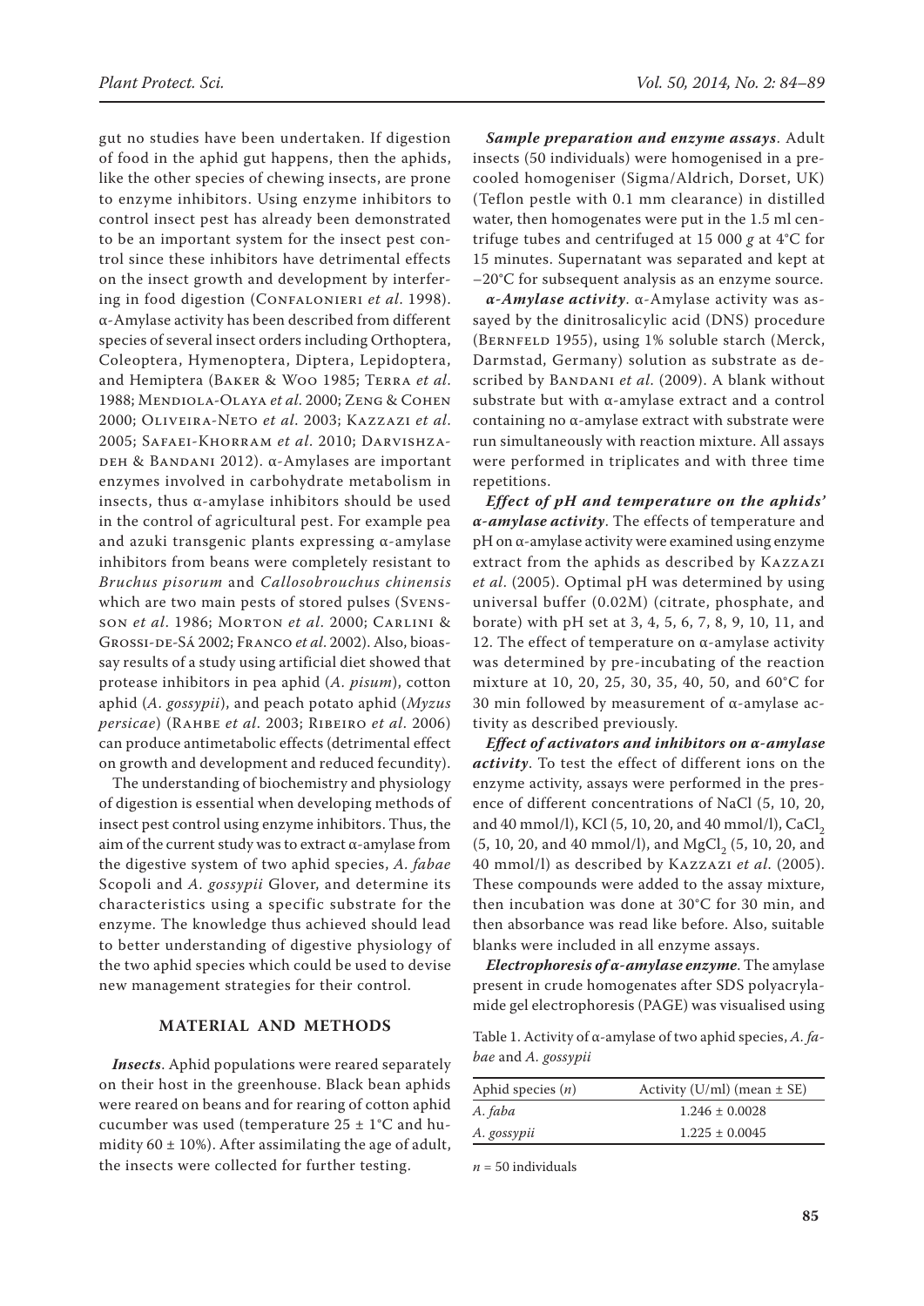gut no studies have been undertaken. If digestion of food in the aphid gut happens, then the aphids, like the other species of chewing insects, are prone to enzyme inhibitors. Using enzyme inhibitors to control insect pest has already been demonstrated to be an important system for the insect pest control since these inhibitors have detrimental effects on the insect growth and development by interfering in food digestion (Confalonieri *et al*. 1998). α-Amylase activity has been described from different species of several insect orders including Orthoptera, Coleoptera, Hymenoptera, Diptera, Lepidoptera, and Hemiptera (Baker & Woo 1985; Terra *et al*. 1988; Mendiola-Olaya *et al*. 2000; Zeng & Cohen 2000; Oliveira-Neto *et al*. 2003; Kazzazi *et al*. 2005; Safaei-Khorram *et al*. 2010; Darvishzadeh & Bandani 2012). α-Amylases are important enzymes involved in carbohydrate metabolism in insects, thus α-amylase inhibitors should be used in the control of agricultural pest. For example pea and azuki transgenic plants expressing α-amylase inhibitors from beans were completely resistant to *Bruchus pisorum* and *Callosobrouchus chinensis* which are two main pests of stored pulses (Svensson *et al*. 1986; Morton *et al*. 2000; Carlini & Grossi-de-Sá 2002; Franco *et al*. 2002). Also, bioassay results of a study using artificial diet showed that protease inhibitors in pea aphid (*A. pisum*), cotton aphid (*A. gossypii*), and peach potato aphid (*Myzus persicae*) (Rahbe *et al*. 2003; Ribeiro *et al*. 2006) can produce antimetabolic effects (detrimental effect on growth and development and reduced fecundity).

The understanding of biochemistry and physiology of digestion is essential when developing methods of insect pest control using enzyme inhibitors. Thus, the aim of the current study was to extract α-amylase from the digestive system of two aphid species, *A. fabae* Scopoli and *A. gossypii* Glover, and determine its characteristics using a specific substrate for the enzyme. The knowledge thus achieved should lead to better understanding of digestive physiology of the two aphid species which could be used to devise new management strategies for their control.

## MATERIAL AND METHODS

***Insects***. Aphid populations were reared separately on their host in the greenhouse. Black bean aphids were reared on beans and for rearing of cotton aphid cucumber was used (temperature 25 ± 1°C and humidity 60 ± 10%). After assimilating the age of adult, the insects were collected for further testing.

***Sample preparation and enzyme assays***. Adult insects (50 individuals) were homogenised in a pre-cooled homogeniser (Sigma/Aldrich, Dorset, UK) (Teflon pestle with 0.1 mm clearance) in distilled water, then homogenates were put in the 1.5 ml centrifuge tubes and centrifuged at 15 000 *g* at 4°C for 15 minutes. Supernatant was separated and kept at –20°C for subsequent analysis as an enzyme source.

***α-Amylase activity***. α-Amylase activity was assayed by the dinitrosalicylic acid (DNS) procedure (Bernfeld 1955), using 1% soluble starch (Merck, Darmstad, Germany) solution as substrate as described by Bandani *et al*. (2009). A blank without substrate but with α-amylase extract and a control containing no α-amylase extract with substrate were run simultaneously with reaction mixture. All assays were performed in triplicates and with three time repetitions.

***Effect of pH and temperature on the aphids' α-amylase activity***. The effects of temperature and pH on α-amylase activity were examined using enzyme extract from the aphids as described by Kazzazi *et al*. (2005). Optimal pH was determined by using universal buffer (0.02M) (citrate, phosphate, and borate) with pH set at 3, 4, 5, 6, 7, 8, 9, 10, 11, and 12. The effect of temperature on α-amylase activity was determined by pre-incubating of the reaction mixture at 10, 20, 25, 30, 35, 40, 50, and 60°C for 30 min followed by measurement of α-amylase activity as described previously.

***Effect of activators and inhibitors on α-amylase activity***. To test the effect of different ions on the enzyme activity, assays were performed in the presence of different concentrations of NaCl (5, 10, 20, and 40 mmol/l), KCl (5, 10, 20, and 40 mmol/l), $CaCl_2$ (5, 10, 20, and 40 mmol/l), and $MgCl_2$ (5, 10, 20, and 40 mmol/l) as described by Kazzazi *et al*. (2005). These compounds were added to the assay mixture, then incubation was done at 30°C for 30 min, and then absorbance was read like before. Also, suitable blanks were included in all enzyme assays.

***Electrophoresis of α-amylase enzyme***. The amylase present in crude homogenates after SDS polyacrylamide gel electrophoresis (PAGE) was visualised using

Table 1. Activity of α-amylase of two aphid species, *A. fabae* and *A. gossypii*

| Aphid species ($n$) | Activity (U/ml) (mean ± SE) |
|---|---|
| *A. faba* | 1.246 ± 0.0028 |
| *A. gossypii* | 1.225 ± 0.0045 |

$n$ = 50 individuals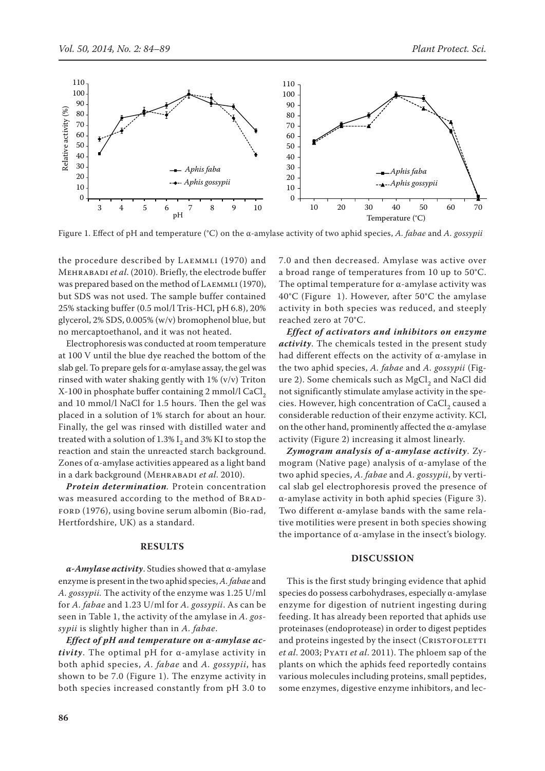Figure 1. Effect of pH and temperature (°C) on the α-amylase activity of two aphid species, *A. fabae* and *A. gossypii*

the procedure described by Laemmli (1970) and Mehrabadi *et al.* (2010). Briefly, the electrode buffer was prepared based on the method of Laemmli (1970), but SDS was not used. The sample buffer contained 25% stacking buffer (0.5 mol/l Tris-HCl, pH 6.8), 20% glycerol, 2% SDS, 0.005% (w/v) bromophenol blue, but no mercaptoethanol, and it was not heated.

Electrophoresis was conducted at room temperature at 100 V until the blue dye reached the bottom of the slab gel. To prepare gels for α-amylase assay, the gel was rinsed with water shaking gently with 1% (v/v) Triton X-100 in phosphate buffer containing 2 mmol/l $CaCl_2$ and 10 mmol/l NaCl for 1.5 hours. Then the gel was placed in a solution of 1% starch for about an hour. Finally, the gel was rinsed with distilled water and treated with a solution of 1.3% $I_2$ and 3% KI to stop the reaction and stain the unreacted starch background. Zones of α-amylase activities appeared as a light band in a dark background (Mehrabadi *et al.* 2010).

***Protein determination.*** Protein concentration was measured according to the method of Bradford (1976), using bovine serum albomin (Bio-rad, Hertfordshire, UK) as a standard.

## RESULTS

***α-Amylase activity***. Studies showed that α-amylase enzyme is present in the two aphid species, *A. fabae* and *A. gossypii.* The activity of the enzyme was 1.25 U/ml for *A. fabae* and 1.23 U/ml for *A. gossypii*. As can be seen in Table 1, the activity of the amylase in *A. gossypii* is slightly higher than in *A. fabae*.

***Effect of pH and temperature on α-amylase activity***. The optimal pH for α-amylase activity in both aphid species, *A. fabae* and *A. gossypii*, has shown to be 7.0 (Figure 1). The enzyme activity in both species increased constantly from pH 3.0 to 7.0 and then decreased. Amylase was active over a broad range of temperatures from 10 up to 50°C. The optimal temperature for α-amylase activity was 40°C (Figure 1). However, after 50°C the amylase activity in both species was reduced, and steeply reached zero at 70°C.

***Effect of activators and inhibitors on enzyme activity***. The chemicals tested in the present study had different effects on the activity of α-amylase in the two aphid species, *A. fabae* and *A. gossypii* (Figure 2). Some chemicals such as $MgCl_2$ and NaCl did not significantly stimulate amylase activity in the species. However, high concentration of $CaCl_2$ caused a considerable reduction of their enzyme activity. KCl, on the other hand, prominently affected the α-amylase activity (Figure 2) increasing it almost linearly.

***Zymogram analysis of α-amylase activity***. Zymogram (Native page) analysis of α-amylase of the two aphid species, *A. fabae* and *A. gossypii*, by vertical slab gel electrophoresis proved the presence of α-amylase activity in both aphid species (Figure 3). Two different α-amylase bands with the same relative motilities were present in both species showing the importance of α-amylase in the insect's biology.

## DISCUSSION

This is the first study bringing evidence that aphid species do possess carbohydrases, especially α-amylase enzyme for digestion of nutrient ingesting during feeding. It has already been reported that aphids use proteinases (endoprotease) in order to digest peptides and proteins ingested by the insect (Cristofoletti *et al.* 2003; Pyati *et al.* 2011). The phloem sap of the plants on which the aphids feed reportedly contains various molecules including proteins, small peptides, some enzymes, digestive enzyme inhibitors, and lec-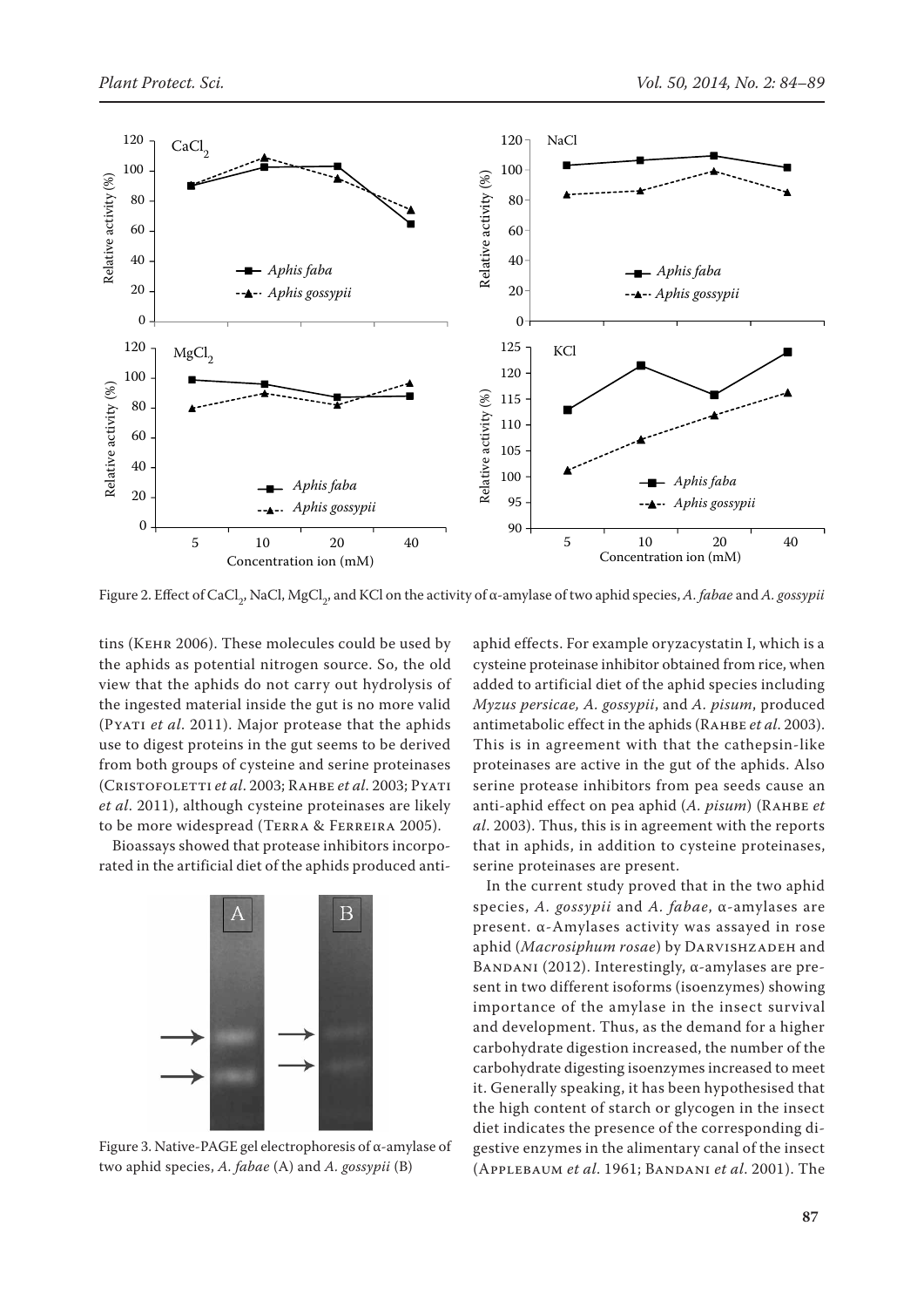Figure 2. Effect of $CaCl_2$, NaCl, $MgCl_2$, and KCl on the activity of α-amylase of two aphid species, *A. fabae* and *A. gossypii*

tins (Kehr 2006). These molecules could be used by the aphids as potential nitrogen source. So, the old view that the aphids do not carry out hydrolysis of the ingested material inside the gut is no more valid (Pyati *et al*. 2011). Major protease that the aphids use to digest proteins in the gut seems to be derived from both groups of cysteine and serine proteinases (Cristofoletti *et al*. 2003; Rahbe *et al*. 2003; Pyati *et al*. 2011), although cysteine proteinases are likely to be more widespread (Terra & Ferreira 2005).

Bioassays showed that protease inhibitors incorporated in the artificial diet of the aphids produced anti-aphid effects. For example oryzacystatin I, which is a cysteine proteinase inhibitor obtained from rice, when added to artificial diet of the aphid species including *Myzus persicae*, *A. gossypii*, and *A. pisum*, produced antimetabolic effect in the aphids (Rahbe *et al*. 2003). This is in agreement with that the cathepsin-like proteinases are active in the gut of the aphids. Also serine protease inhibitors from pea seeds cause an anti-aphid effect on pea aphid (*A. pisum*) (Rahbe *et al*. 2003). Thus, this is in agreement with the reports that in aphids, in addition to cysteine proteinases, serine proteinases are present.

Figure 3. Native-PAGE gel electrophoresis of α-amylase of two aphid species, *A. fabae* (A) and *A. gossypii* (B)

In the current study proved that in the two aphid species, *A. gossypii* and *A. fabae*, α-amylases are present. α-Amylases activity was assayed in rose aphid (*Macrosiphum rosae*) by Darvishzadeh and Bandani (2012). Interestingly, α-amylases are present in two different isoforms (isoenzymes) showing importance of the amylase in the insect survival and development. Thus, as the demand for a higher carbohydrate digestion increased, the number of the carbohydrate digesting isoenzymes increased to meet it. Generally speaking, it has been hypothesised that the high content of starch or glycogen in the insect diet indicates the presence of the corresponding digestive enzymes in the alimentary canal of the insect (Applebaum *et al*. 1961; Bandani *et al*. 2001). The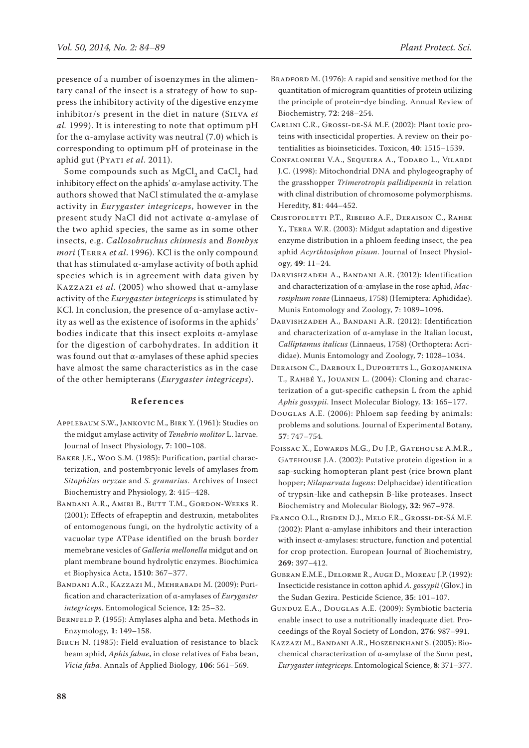presence of a number of isoenzymes in the alimentary canal of the insect is a strategy of how to suppress the inhibitory activity of the digestive enzyme inhibitor/s present in the diet in nature (Silva *et al.* 1999). It is interesting to note that optimum pH for the α-amylase activity was neutral (7.0) which is corresponding to optimum pH of proteinase in the aphid gut (Pyati *et al*. 2011).

Some compounds such as $MgCl_2$ and $CaCl_2$ had inhibitory effect on the aphids' α-amylase activity. The authors showed that NaCl stimulated the α-amylase activity in *Eurygaster integriceps*, however in the present study NaCl did not activate α-amylase of the two aphid species, the same as in some other insects, e.g. *Callosobruchus chinnesis* and *Bombyx mori* (Terra *et al*. 1996). KCl is the only compound that has stimulated α-amylase activity of both aphid species which is in agreement with data given by Kazzazi *et al*. (2005) who showed that α-amylase activity of the *Eurygaster integriceps* is stimulated by KCl. In conclusion, the presence of α-amylase activity as well as the existence of isoforms in the aphids' bodies indicate that this insect exploits α-amylase for the digestion of carbohydrates. In addition it was found out that α-amylases of these aphid species have almost the same characteristics as in the case of the other hemipterans (*Eurygaster integriceps*).

## References

Applebaum S.W., Jankovic M., Birk Y. (1961): Studies on the midgut amylase activity of *Tenebrio molitor* L. larvae. Journal of Insect Physiology, **7**: 100–108.

Baker J.E., Woo S.M. (1985): Purification, partial characterization, and postembryonic levels of amylases from *Sitophilus oryzae* and *S. granarius*. Archives of Insect Biochemistry and Physiology, **2**: 415–428.

Bandani A.R., Amiri B., Butt T.M., Gordon-Weeks R. (2001): Effects of efrapeptin and destruxin, metabolites of entomogenous fungi, on the hydrolytic activity of a vacuolar type ATPase identified on the brush border memebrane vesicles of *Galleria mellonella* midgut and on plant membrane bound hydrolytic enzymes. Biochimica et Biophysica Acta, **1510**: 367–377.

Bandani A.R., Kazzazi M., Mehrabadi M. (2009): Purification and characterization of α-amylases of *Eurygaster integriceps*. Entomological Science, **12**: 25–32.

Bernfeld P. (1955): Amylases alpha and beta. Methods in Enzymology, **1**: 149–158.

Birch N. (1985): Field evaluation of resistance to black beam aphid, *Aphis fabae*, in close relatives of Faba bean, *Vicia faba*. Annals of Applied Biology, **106**: 561–569.

Bradford M. (1976): A rapid and sensitive method for the quantitation of microgram quantities of protein utilizing the principle of protein-dye binding. Annual Review of Biochemistry, **72**: 248–254.

Carlini C.R., Grossi-de-Sá M.F. (2002): Plant toxic proteins with insecticidal properties. A review on their potentialities as bioinsecticides. Toxicon, **40**: 1515–1539.

Confalonieri V.A., Sequeira A., Todaro L., Vilardi J.C. (1998): Mitochondrial DNA and phylogeography of the grasshopper *Trimerotropis pallidipennis* in relation with clinal distribution of chromosome polymorphisms. Heredity, **81**: 444–452.

Cristofoletti P.T., Ribeiro A.F., Deraison C., Rahbe Y., Terra W.R. (2003): Midgut adaptation and digestive enzyme distribution in a phloem feeding insect, the pea aphid *Acyrthtosiphon pisum*. Journal of Insect Physiology, **49**: 11–24.

Darvishzadeh A., Bandani A.R. (2012): Identification and characterization of α-amylase in the rose aphid, *Macrosiphum rosae* (Linnaeus, 1758) (Hemiptera: Aphididae). Munis Entomology and Zoology, **7**: 1089–1096.

Darvishzadeh A., Bandani A.R. (2012): Identification and characterization of α-amylase in the Italian locust, *Calliptamus italicus* (Linnaeus, 1758) (Orthoptera: Acrididae). Munis Entomology and Zoology, **7**: 1028–1034.

Deraison C., Darboux I., Duportets L., Gorojankina T., Rahbé Y., Jouanin L. (2004): Cloning and characterization of a gut-specific cathepsin L from the aphid *Aphis gossypii*. Insect Molecular Biology, **13**: 165–177.

Douglas A.E. (2006): Phloem sap feeding by animals: problems and solutions*.* Journal of Experimental Botany, **57**: 747–754*.*

Foissac X., Edwards M.G., Du J.P., Gatehouse A.M.R., Gatehouse J.A. (2002): Putative protein digestion in a sap-sucking homopteran plant pest (rice brown plant hopper; *Nilaparvata lugens*: Delphacidae) identification of trypsin-like and cathepsin B-like proteases. Insect Biochemistry and Molecular Biology, **32**: 967–978.

Franco O.L., Rigden D.J., Melo F.R., Grossi-de-Sá M.F. (2002): Plant α-amylase inhibitors and their interaction with insect α-amylases: structure, function and potential for crop protection. European Journal of Biochemistry, **269**: 397–412.

Gubran E.M.E., Delorme R., Auge D., Moreau J.P. (1992): Insecticide resistance in cotton aphid *A. gossypii* (Glov.) in the Sudan Gezira. Pesticide Science, **35**: 101–107.

Gunduz E.A., Douglas A.E. (2009): Symbiotic bacteria enable insect to use a nutritionally inadequate diet. Proceedings of the Royal Society of London, **276**: 987–991.

Kazzazi M., Bandani A.R., Hoszeinkhani S. (2005): Biochemical characterization of α-amylase of the Sunn pest, *Eurygaster integriceps*. Entomological Science, **8**: 371–377.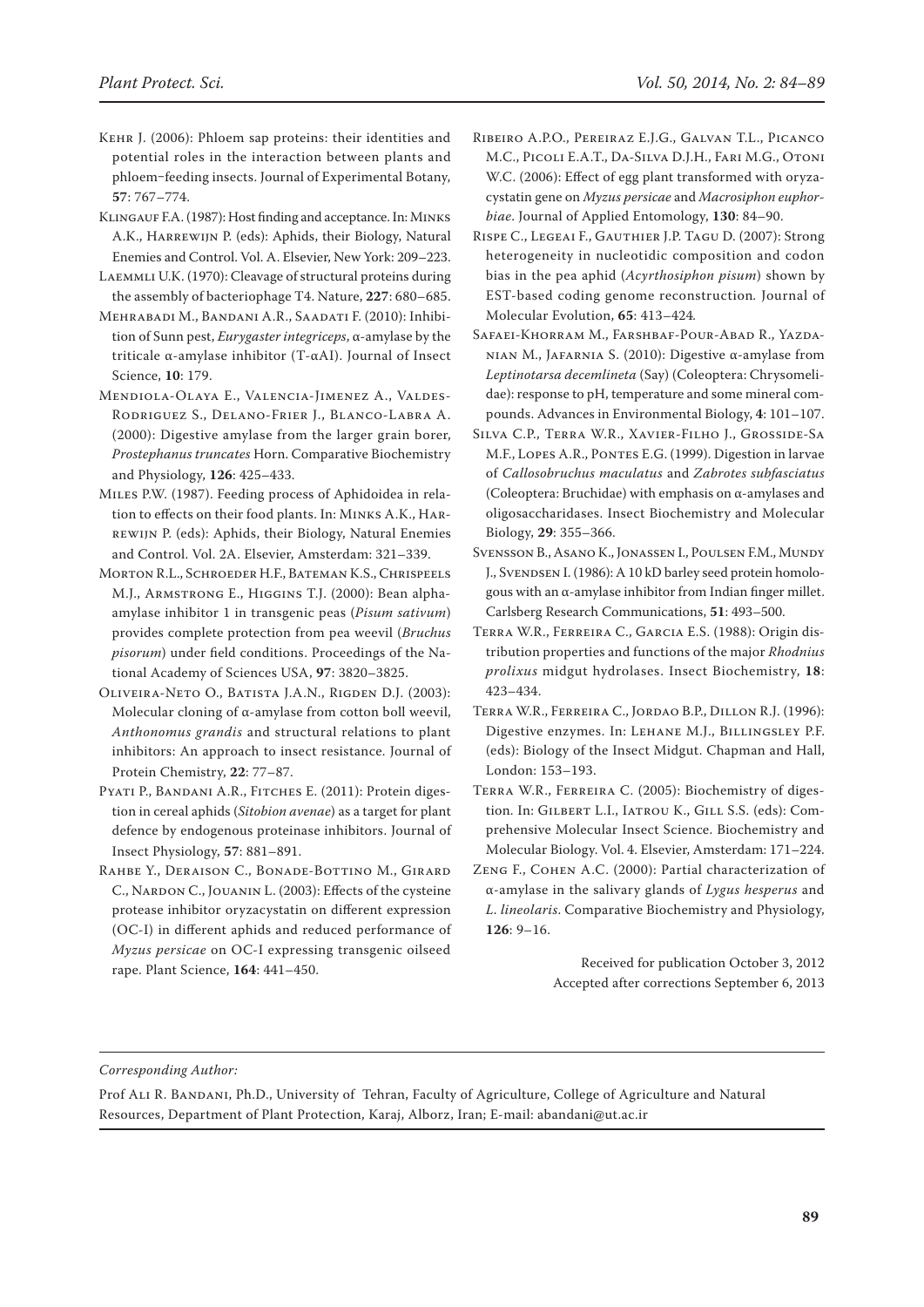Kehr J. (2006): Phloem sap proteins: their identities and potential roles in the interaction between plants and phloem-feeding insects. Journal of Experimental Botany, **57**: 767–774.

Klingauf F.A. (1987): Host finding and acceptance. In: Minks A.K., Harrewijn P. (eds): Aphids, their Biology, Natural Enemies and Control. Vol. A. Elsevier, New York: 209–223.

Laemmli U.K. (1970): Cleavage of structural proteins during the assembly of bacteriophage T4. Nature, **227**: 680–685.

Mehrabadi M., Bandani A.R., Saadati F. (2010): Inhibition of Sunn pest, *Eurygaster integriceps*, α-amylase by the triticale α-amylase inhibitor (T-αAI). Journal of Insect Science, **10**: 179.

Mendiola-Olaya E., Valencia-Jimenez A., Valdes-Rodriguez S., Delano-Frier J., Blanco-Labra A. (2000): Digestive amylase from the larger grain borer, *Prostephanus truncates* Horn. Comparative Biochemistry and Physiology, **126**: 425–433.

Miles P.W. (1987). Feeding process of Aphidoidea in relation to effects on their food plants. In: Minks A.K., Harrewijn P. (eds): Aphids, their Biology, Natural Enemies and Control. Vol. 2A. Elsevier, Amsterdam: 321–339.

Morton R.L., Schroeder H.F., Bateman K.S., Chrispeels M.J., Armstrong E., Higgins T.J. (2000): Bean alpha-amylase inhibitor 1 in transgenic peas (*Pisum sativum*) provides complete protection from pea weevil (*Bruchus pisorum*) under field conditions. Proceedings of the National Academy of Sciences USA, **97**: 3820–3825.

Oliveira-Neto O., Batista J.A.N., Rigden D.J. (2003): Molecular cloning of α-amylase from cotton boll weevil, *Anthonomus grandis* and structural relations to plant inhibitors: An approach to insect resistance. Journal of Protein Chemistry, **22**: 77–87.

Pyati P., Bandani A.R., Fitches E. (2011): Protein digestion in cereal aphids (*Sitobion avenae*) as a target for plant defence by endogenous proteinase inhibitors. Journal of Insect Physiology, **57**: 881–891.

Rahbe Y., Deraison C., Bonade-Bottino M., Girard C., Nardon C., Jouanin L. (2003): Effects of the cysteine protease inhibitor oryzacystatin (OC-I) in different aphids and reduced performance of *Myzus persicae* on OC-I expressing transgenic oilseed rape. Plant Science, **164**: 441–450.

Ribeiro A.P.O., Pereiraz E.J.G., Galvan T.L., Picanco M.C., Picoli E.A.T., Da-Silva D.J.H., Fari M.G., Otoni W.C. (2006): Effect of egg plant transformed with oryzacystatin gene on *Myzus persicae* and *Macrosiphon euphorbiae*. Journal of Applied Entomology, **130**: 84–90.

Rispe C., Legeai F., Gauthier J.P. Tagu D. (2007): Strong heterogeneity in nucleotidic composition and codon bias in the pea aphid (*Acyrthosiphon pisum*) shown by EST-based coding genome reconstruction. Journal of Molecular Evolution, **65**: 413–424.

Safaei-Khorram M., Farshbaf-Pour-Abad R., Yazdanian M., Jafarnia S. (2010): Digestive α-amylase from *Leptinotarsa decemlineta* (Say) (Coleoptera: Chrysomelidae): response to pH, temperature and some mineral compounds. Advances in Environmental Biology, **4**: 101–107.

Silva C.P., Terra W.R., Xavier-Filho J., Grosside-Sa M.F., Lopes A.R., Pontes E.G. (1999). Digestion in larvae of *Callosobruchus maculatus* and *Zabrotes subfasciatus* (Coleoptera: Bruchidae) with emphasis on α-amylases and oligosaccharidases. Insect Biochemistry and Molecular Biology, **29**: 355–366.

Svensson B., Asano K., Jonassen I., Poulsen F.M., Mundy J., Svendsen I. (1986): A 10 kD barley seed protein homologous with an α-amylase inhibitor from Indian finger millet. Carlsberg Research Communications, **51**: 493–500.

Terra W.R., Ferreira C., Garcia E.S. (1988): Origin distribution properties and functions of the major *Rhodnius prolixus* midgut hydrolases. Insect Biochemistry, **18**: 423–434.

Terra W.R., Ferreira C., Jordao B.P., Dillon R.J. (1996): Digestive enzymes. In: Lehane M.J., Billingsley P.F. (eds): Biology of the Insect Midgut. Chapman and Hall, London: 153–193.

Terra W.R., Ferreira C. (2005): Biochemistry of digestion. In: Gilbert L.I., Iatrou K., Gill S.S. (eds): Comprehensive Molecular Insect Science. Biochemistry and Molecular Biology. Vol. 4. Elsevier, Amsterdam: 171–224.

Zeng F., Cohen A.C. (2000): Partial characterization of α-amylase in the salivary glands of *Lygus hesperus* and *L. lineolaris*. Comparative Biochemistry and Physiology, **126**: 9–16.

Received for publication October 3, 2012
Accepted after corrections September 6, 2013

*Corresponding Author:*

Prof Ali R. Bandani, Ph.D., University of Tehran, Faculty of Agriculture, College of Agriculture and Natural Resources, Department of Plant Protection, Karaj, Alborz, Iran; E-mail: abandani@ut.ac.ir